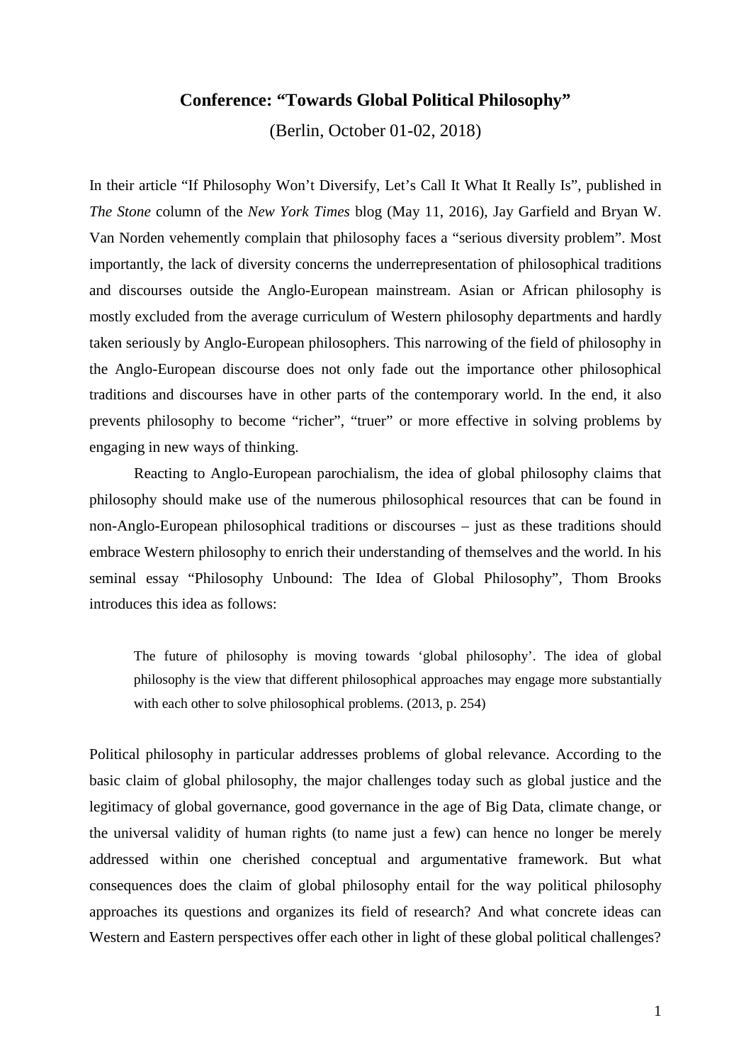# Conference: "Towards Global Political Philosophy"

(Berlin, October 01-02, 2018)

In their article "If Philosophy Won't Diversify, Let's Call It What It Really Is", published in *The Stone* column of the *New York Times* blog (May 11, 2016), Jay Garfield and Bryan W. Van Norden vehemently complain that philosophy faces a "serious diversity problem". Most importantly, the lack of diversity concerns the underrepresentation of philosophical traditions and discourses outside the Anglo-European mainstream. Asian or African philosophy is mostly excluded from the average curriculum of Western philosophy departments and hardly taken seriously by Anglo-European philosophers. This narrowing of the field of philosophy in the Anglo-European discourse does not only fade out the importance other philosophical traditions and discourses have in other parts of the contemporary world. In the end, it also prevents philosophy to become "richer", "truer" or more effective in solving problems by engaging in new ways of thinking.

Reacting to Anglo-European parochialism, the idea of global philosophy claims that philosophy should make use of the numerous philosophical resources that can be found in non-Anglo-European philosophical traditions or discourses – just as these traditions should embrace Western philosophy to enrich their understanding of themselves and the world. In his seminal essay "Philosophy Unbound: The Idea of Global Philosophy", Thom Brooks introduces this idea as follows:

> The future of philosophy is moving towards 'global philosophy'. The idea of global philosophy is the view that different philosophical approaches may engage more substantially with each other to solve philosophical problems. (2013, p. 254)

Political philosophy in particular addresses problems of global relevance. According to the basic claim of global philosophy, the major challenges today such as global justice and the legitimacy of global governance, good governance in the age of Big Data, climate change, or the universal validity of human rights (to name just a few) can hence no longer be merely addressed within one cherished conceptual and argumentative framework. But what consequences does the claim of global philosophy entail for the way political philosophy approaches its questions and organizes its field of research? And what concrete ideas can Western and Eastern perspectives offer each other in light of these global political challenges?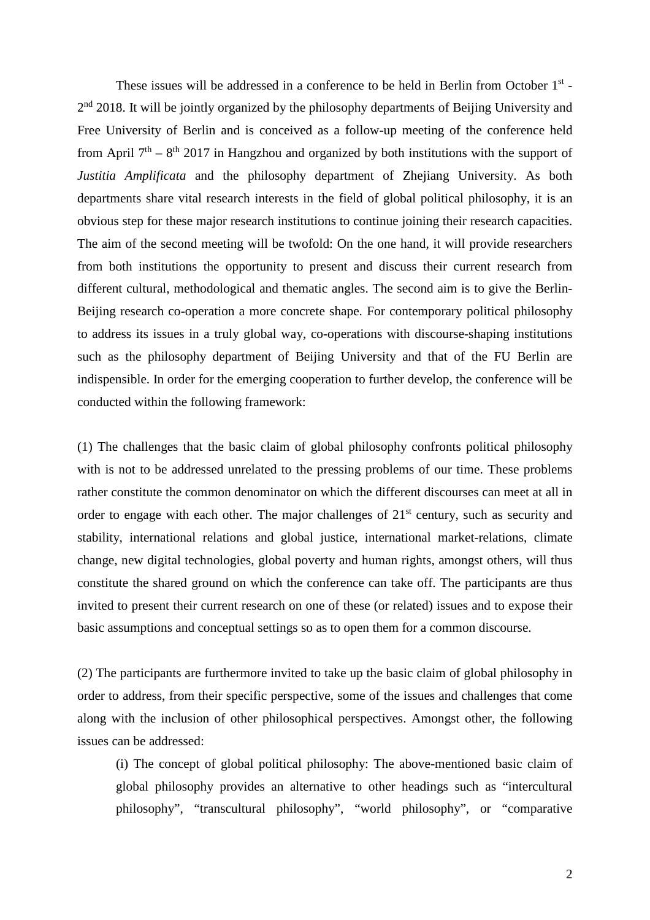These issues will be addressed in a conference to be held in Berlin from October 1st - 2nd 2018. It will be jointly organized by the philosophy departments of Beijing University and Free University of Berlin and is conceived as a follow-up meeting of the conference held from April 7th – 8th 2017 in Hangzhou and organized by both institutions with the support of *Justitia Amplificata* and the philosophy department of Zhejiang University. As both departments share vital research interests in the field of global political philosophy, it is an obvious step for these major research institutions to continue joining their research capacities. The aim of the second meeting will be twofold: On the one hand, it will provide researchers from both institutions the opportunity to present and discuss their current research from different cultural, methodological and thematic angles. The second aim is to give the Berlin-Beijing research co-operation a more concrete shape. For contemporary political philosophy to address its issues in a truly global way, co-operations with discourse-shaping institutions such as the philosophy department of Beijing University and that of the FU Berlin are indispensible. In order for the emerging cooperation to further develop, the conference will be conducted within the following framework:

(1) The challenges that the basic claim of global philosophy confronts political philosophy with is not to be addressed unrelated to the pressing problems of our time. These problems rather constitute the common denominator on which the different discourses can meet at all in order to engage with each other. The major challenges of 21st century, such as security and stability, international relations and global justice, international market-relations, climate change, new digital technologies, global poverty and human rights, amongst others, will thus constitute the shared ground on which the conference can take off. The participants are thus invited to present their current research on one of these (or related) issues and to expose their basic assumptions and conceptual settings so as to open them for a common discourse.

(2) The participants are furthermore invited to take up the basic claim of global philosophy in order to address, from their specific perspective, some of the issues and challenges that come along with the inclusion of other philosophical perspectives. Amongst other, the following issues can be addressed:

(i) The concept of global political philosophy: The above-mentioned basic claim of global philosophy provides an alternative to other headings such as "intercultural philosophy", "transcultural philosophy", "world philosophy", or "comparative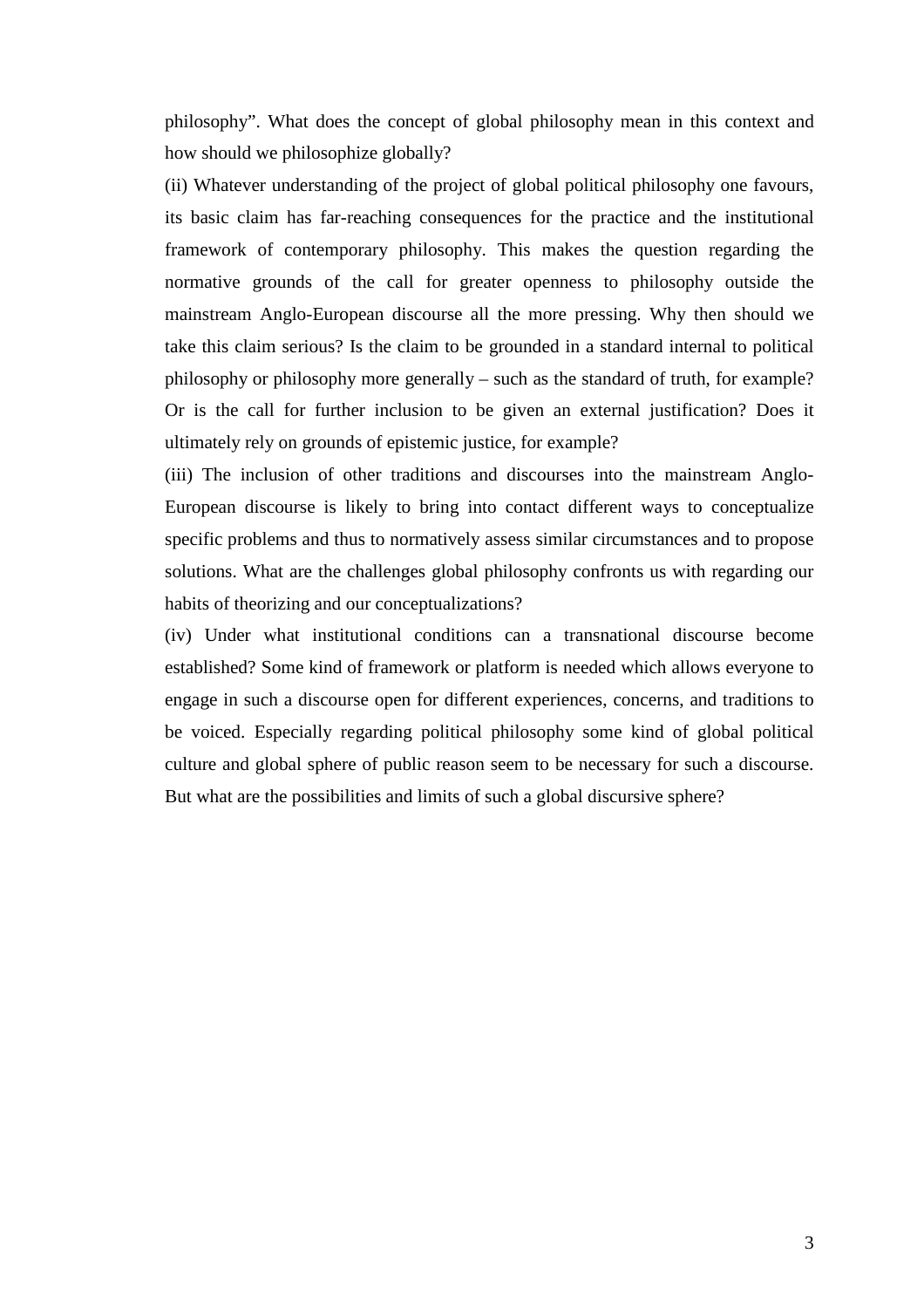philosophy". What does the concept of global philosophy mean in this context and how should we philosophize globally?

(ii) Whatever understanding of the project of global political philosophy one favours, its basic claim has far-reaching consequences for the practice and the institutional framework of contemporary philosophy. This makes the question regarding the normative grounds of the call for greater openness to philosophy outside the mainstream Anglo-European discourse all the more pressing. Why then should we take this claim serious? Is the claim to be grounded in a standard internal to political philosophy or philosophy more generally – such as the standard of truth, for example? Or is the call for further inclusion to be given an external justification? Does it ultimately rely on grounds of epistemic justice, for example?

(iii) The inclusion of other traditions and discourses into the mainstream Anglo-European discourse is likely to bring into contact different ways to conceptualize specific problems and thus to normatively assess similar circumstances and to propose solutions. What are the challenges global philosophy confronts us with regarding our habits of theorizing and our conceptualizations?

(iv) Under what institutional conditions can a transnational discourse become established? Some kind of framework or platform is needed which allows everyone to engage in such a discourse open for different experiences, concerns, and traditions to be voiced. Especially regarding political philosophy some kind of global political culture and global sphere of public reason seem to be necessary for such a discourse. But what are the possibilities and limits of such a global discursive sphere?